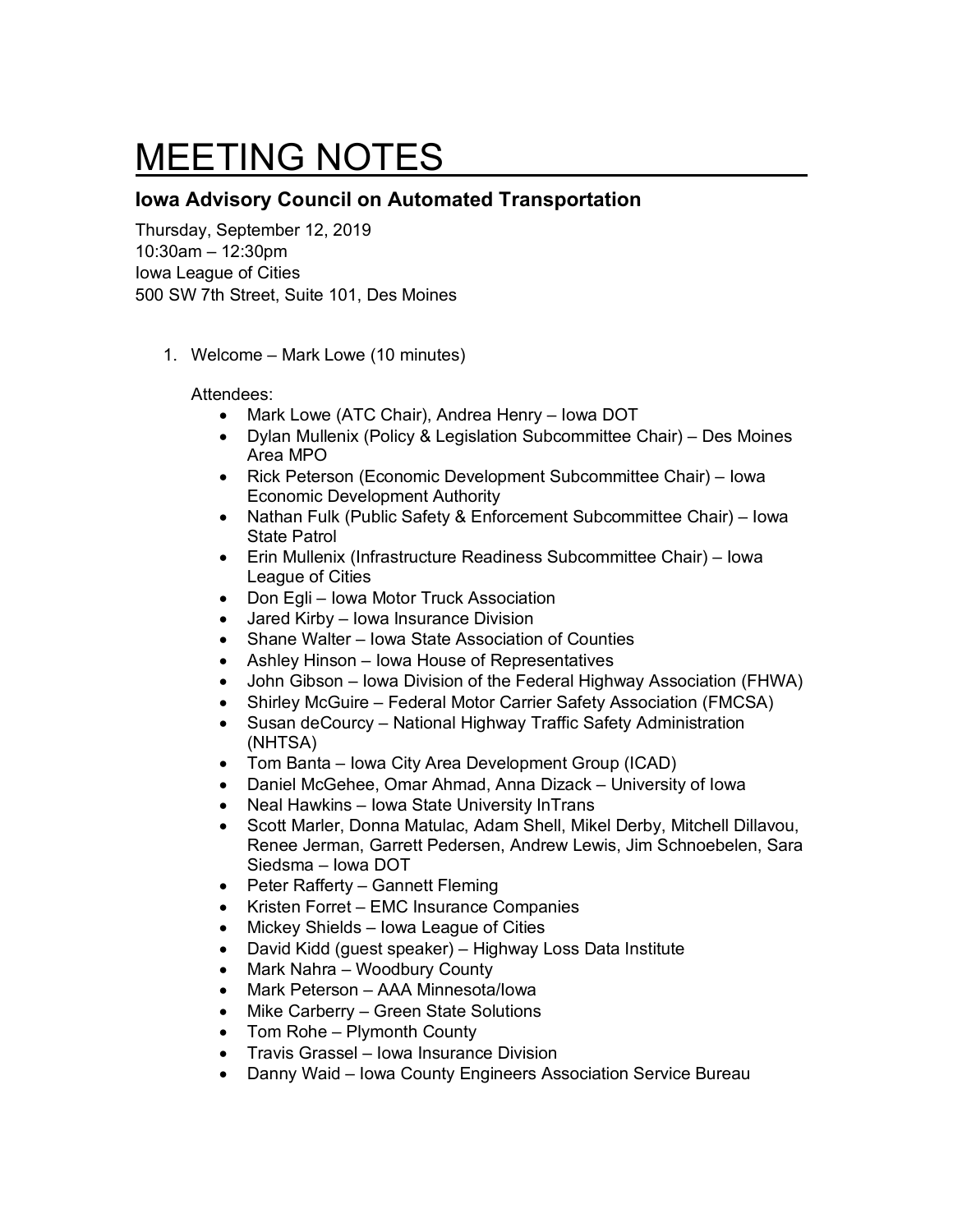# MEETING NOTES

## Iowa Advisory Council on Automated Transportation

Thursday, September 12, 2019
10:30am – 12:30pm
Iowa League of Cities
500 SW 7th Street, Suite 101, Des Moines

1. Welcome – Mark Lowe (10 minutes)

   Attendees:
   - Mark Lowe (ATC Chair), Andrea Henry – Iowa DOT
   - Dylan Mullenix (Policy & Legislation Subcommittee Chair) – Des Moines Area MPO
   - Rick Peterson (Economic Development Subcommittee Chair) – Iowa Economic Development Authority
   - Nathan Fulk (Public Safety & Enforcement Subcommittee Chair) – Iowa State Patrol
   - Erin Mullenix (Infrastructure Readiness Subcommittee Chair) – Iowa League of Cities
   - Don Egli – Iowa Motor Truck Association
   - Jared Kirby – Iowa Insurance Division
   - Shane Walter – Iowa State Association of Counties
   - Ashley Hinson – Iowa House of Representatives
   - John Gibson – Iowa Division of the Federal Highway Association (FHWA)
   - Shirley McGuire – Federal Motor Carrier Safety Association (FMCSA)
   - Susan deCourcy – National Highway Traffic Safety Administration (NHTSA)
   - Tom Banta – Iowa City Area Development Group (ICAD)
   - Daniel McGehee, Omar Ahmad, Anna Dizack – University of Iowa
   - Neal Hawkins – Iowa State University InTrans
   - Scott Marler, Donna Matulac, Adam Shell, Mikel Derby, Mitchell Dillavou, Renee Jerman, Garrett Pedersen, Andrew Lewis, Jim Schnoebelen, Sara Siedsma – Iowa DOT
   - Peter Rafferty – Gannett Fleming
   - Kristen Forret – EMC Insurance Companies
   - Mickey Shields – Iowa League of Cities
   - David Kidd (guest speaker) – Highway Loss Data Institute
   - Mark Nahra – Woodbury County
   - Mark Peterson – AAA Minnesota/Iowa
   - Mike Carberry – Green State Solutions
   - Tom Rohe – Plymonth County
   - Travis Grassel – Iowa Insurance Division
   - Danny Waid – Iowa County Engineers Association Service Bureau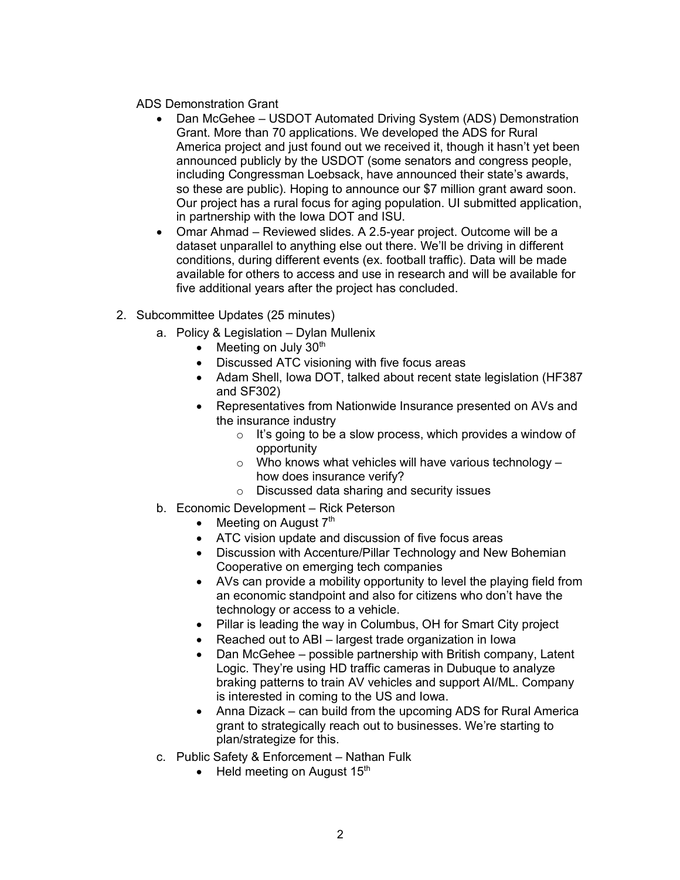ADS Demonstration Grant

- Dan McGehee – USDOT Automated Driving System (ADS) Demonstration Grant. More than 70 applications. We developed the ADS for Rural America project and just found out we received it, though it hasn't yet been announced publicly by the USDOT (some senators and congress people, including Congressman Loebsack, have announced their state's awards, so these are public). Hoping to announce our $7 million grant award soon. Our project has a rural focus for aging population. UI submitted application, in partnership with the Iowa DOT and ISU.
- Omar Ahmad – Reviewed slides. A 2.5-year project. Outcome will be a dataset unparallel to anything else out there. We'll be driving in different conditions, during different events (ex. football traffic). Data will be made available for others to access and use in research and will be available for five additional years after the project has concluded.

2. Subcommittee Updates (25 minutes)
   a. Policy & Legislation – Dylan Mullenix
      - Meeting on July 30th
      - Discussed ATC visioning with five focus areas
      - Adam Shell, Iowa DOT, talked about recent state legislation (HF387 and SF302)
      - Representatives from Nationwide Insurance presented on AVs and the insurance industry
        - It's going to be a slow process, which provides a window of opportunity
        - Who knows what vehicles will have various technology – how does insurance verify?
        - Discussed data sharing and security issues
   b. Economic Development – Rick Peterson
      - Meeting on August 7th
      - ATC vision update and discussion of five focus areas
      - Discussion with Accenture/Pillar Technology and New Bohemian Cooperative on emerging tech companies
      - AVs can provide a mobility opportunity to level the playing field from an economic standpoint and also for citizens who don't have the technology or access to a vehicle.
      - Pillar is leading the way in Columbus, OH for Smart City project
      - Reached out to ABI – largest trade organization in Iowa
      - Dan McGehee – possible partnership with British company, Latent Logic. They're using HD traffic cameras in Dubuque to analyze braking patterns to train AV vehicles and support AI/ML. Company is interested in coming to the US and Iowa.
      - Anna Dizack – can build from the upcoming ADS for Rural America grant to strategically reach out to businesses. We're starting to plan/strategize for this.
   c. Public Safety & Enforcement – Nathan Fulk
      - Held meeting on August 15th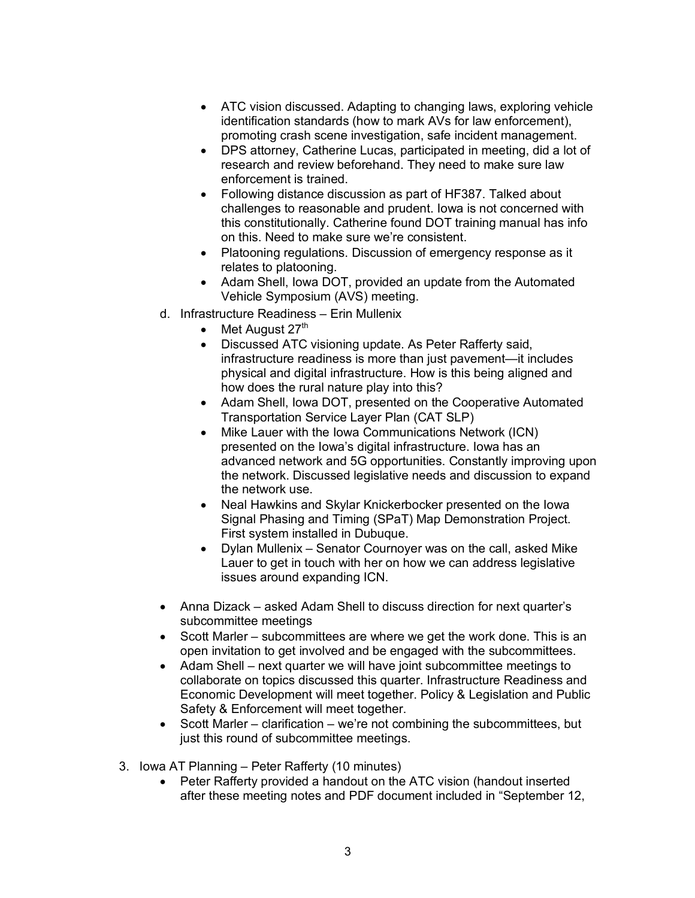- ATC vision discussed. Adapting to changing laws, exploring vehicle identification standards (how to mark AVs for law enforcement), promoting crash scene investigation, safe incident management.
- DPS attorney, Catherine Lucas, participated in meeting, did a lot of research and review beforehand. They need to make sure law enforcement is trained.
- Following distance discussion as part of HF387. Talked about challenges to reasonable and prudent. Iowa is not concerned with this constitutionally. Catherine found DOT training manual has info on this. Need to make sure we're consistent.
- Platooning regulations. Discussion of emergency response as it relates to platooning.
- Adam Shell, Iowa DOT, provided an update from the Automated Vehicle Symposium (AVS) meeting.

d. Infrastructure Readiness – Erin Mullenix
   - Met August 27th
   - Discussed ATC visioning update. As Peter Rafferty said, infrastructure readiness is more than just pavement—it includes physical and digital infrastructure. How is this being aligned and how does the rural nature play into this?
   - Adam Shell, Iowa DOT, presented on the Cooperative Automated Transportation Service Layer Plan (CAT SLP)
   - Mike Lauer with the Iowa Communications Network (ICN) presented on the Iowa's digital infrastructure. Iowa has an advanced network and 5G opportunities. Constantly improving upon the network. Discussed legislative needs and discussion to expand the network use.
   - Neal Hawkins and Skylar Knickerbocker presented on the Iowa Signal Phasing and Timing (SPaT) Map Demonstration Project. First system installed in Dubuque.
   - Dylan Mullenix – Senator Cournoyer was on the call, asked Mike Lauer to get in touch with her on how we can address legislative issues around expanding ICN.

- Anna Dizack – asked Adam Shell to discuss direction for next quarter's subcommittee meetings
- Scott Marler – subcommittees are where we get the work done. This is an open invitation to get involved and be engaged with the subcommittees.
- Adam Shell – next quarter we will have joint subcommittee meetings to collaborate on topics discussed this quarter. Infrastructure Readiness and Economic Development will meet together. Policy & Legislation and Public Safety & Enforcement will meet together.
- Scott Marler – clarification – we're not combining the subcommittees, but just this round of subcommittee meetings.

3. Iowa AT Planning – Peter Rafferty (10 minutes)
   - Peter Rafferty provided a handout on the ATC vision (handout inserted after these meeting notes and PDF document included in "September 12,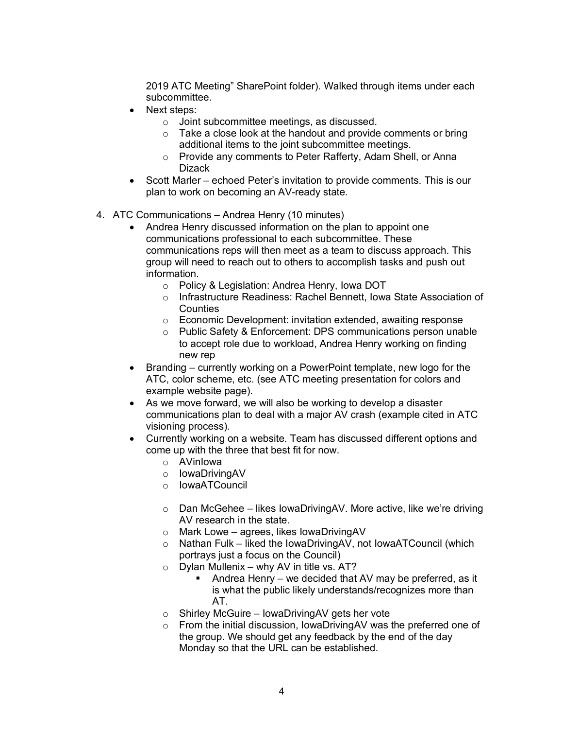2019 ATC Meeting" SharePoint folder). Walked through items under each subcommittee.

- Next steps:
  - Joint subcommittee meetings, as discussed.
  - Take a close look at the handout and provide comments or bring additional items to the joint subcommittee meetings.
  - Provide any comments to Peter Rafferty, Adam Shell, or Anna Dizack
- Scott Marler – echoed Peter's invitation to provide comments. This is our plan to work on becoming an AV-ready state.

4. ATC Communications – Andrea Henry (10 minutes)
   - Andrea Henry discussed information on the plan to appoint one communications professional to each subcommittee. These communications reps will then meet as a team to discuss approach. This group will need to reach out to others to accomplish tasks and push out information.
     - Policy & Legislation: Andrea Henry, Iowa DOT
     - Infrastructure Readiness: Rachel Bennett, Iowa State Association of Counties
     - Economic Development: invitation extended, awaiting response
     - Public Safety & Enforcement: DPS communications person unable to accept role due to workload, Andrea Henry working on finding new rep
   - Branding – currently working on a PowerPoint template, new logo for the ATC, color scheme, etc. (see ATC meeting presentation for colors and example website page).
   - As we move forward, we will also be working to develop a disaster communications plan to deal with a major AV crash (example cited in ATC visioning process).
   - Currently working on a website. Team has discussed different options and come up with the three that best fit for now.
     - AVinIowa
     - IowaDrivingAV
     - IowaATCouncil

     - Dan McGehee – likes IowaDrivingAV. More active, like we're driving AV research in the state.
     - Mark Lowe – agrees, likes IowaDrivingAV
     - Nathan Fulk – liked the IowaDrivingAV, not IowaATCouncil (which portrays just a focus on the Council)
     - Dylan Mullenix – why AV in title vs. AT?
       - Andrea Henry – we decided that AV may be preferred, as it is what the public likely understands/recognizes more than AT.
     - Shirley McGuire – IowaDrivingAV gets her vote
     - From the initial discussion, IowaDrivingAV was the preferred one of the group. We should get any feedback by the end of the day Monday so that the URL can be established.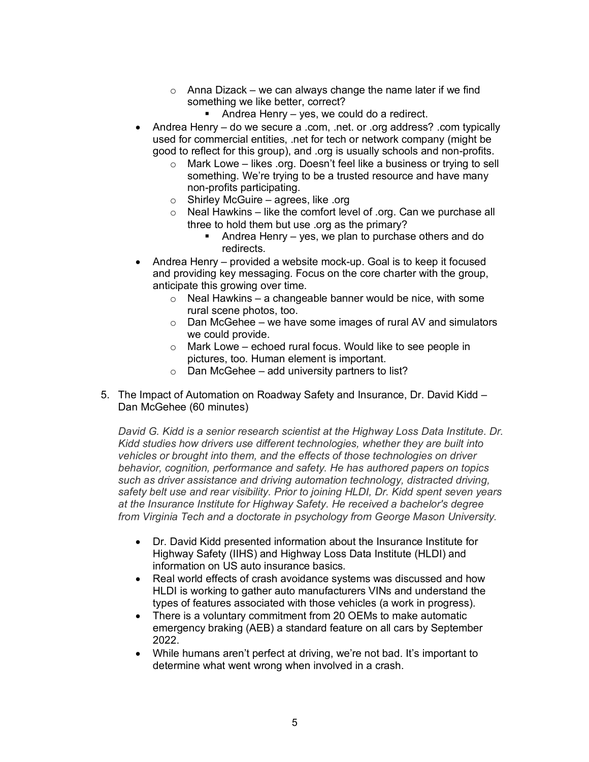- Anna Dizack – we can always change the name later if we find something we like better, correct?
    - Andrea Henry – yes, we could do a redirect.
- Andrea Henry – do we secure a .com, .net. or .org address? .com typically used for commercial entities, .net for tech or network company (might be good to reflect for this group), and .org is usually schools and non-profits.
  - Mark Lowe – likes .org. Doesn't feel like a business or trying to sell something. We're trying to be a trusted resource and have many non-profits participating.
  - Shirley McGuire – agrees, like .org
  - Neal Hawkins – like the comfort level of .org. Can we purchase all three to hold them but use .org as the primary?
    - Andrea Henry – yes, we plan to purchase others and do redirects.
- Andrea Henry – provided a website mock-up. Goal is to keep it focused and providing key messaging. Focus on the core charter with the group, anticipate this growing over time.
  - Neal Hawkins – a changeable banner would be nice, with some rural scene photos, too.
  - Dan McGehee – we have some images of rural AV and simulators we could provide.
  - Mark Lowe – echoed rural focus. Would like to see people in pictures, too. Human element is important.
  - Dan McGehee – add university partners to list?

5. The Impact of Automation on Roadway Safety and Insurance, Dr. David Kidd – Dan McGehee (60 minutes)

   *David G. Kidd is a senior research scientist at the Highway Loss Data Institute. Dr. Kidd studies how drivers use different technologies, whether they are built into vehicles or brought into them, and the effects of those technologies on driver behavior, cognition, performance and safety. He has authored papers on topics such as driver assistance and driving automation technology, distracted driving, safety belt use and rear visibility. Prior to joining HLDI, Dr. Kidd spent seven years at the Insurance Institute for Highway Safety. He received a bachelor's degree from Virginia Tech and a doctorate in psychology from George Mason University.*

   - Dr. David Kidd presented information about the Insurance Institute for Highway Safety (IIHS) and Highway Loss Data Institute (HLDI) and information on US auto insurance basics.
   - Real world effects of crash avoidance systems was discussed and how HLDI is working to gather auto manufacturers VINs and understand the types of features associated with those vehicles (a work in progress).
   - There is a voluntary commitment from 20 OEMs to make automatic emergency braking (AEB) a standard feature on all cars by September 2022.
   - While humans aren't perfect at driving, we're not bad. It's important to determine what went wrong when involved in a crash.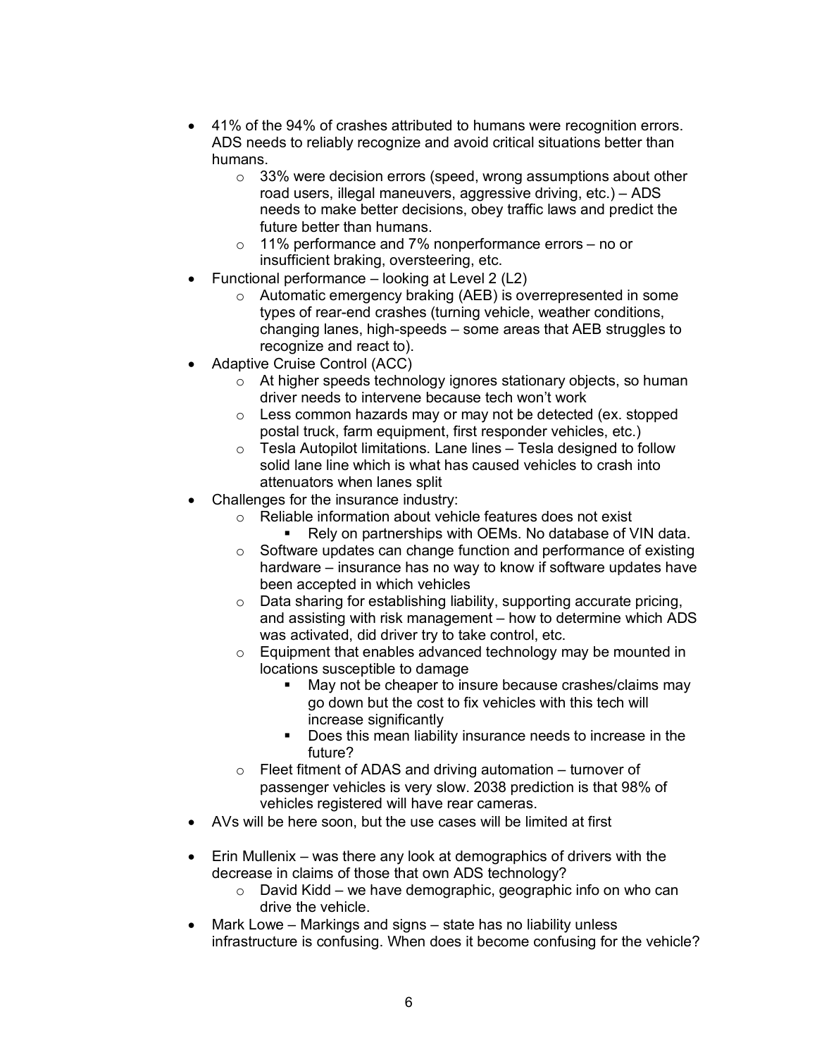- 41% of the 94% of crashes attributed to humans were recognition errors. ADS needs to reliably recognize and avoid critical situations better than humans.
  - 33% were decision errors (speed, wrong assumptions about other road users, illegal maneuvers, aggressive driving, etc.) – ADS needs to make better decisions, obey traffic laws and predict the future better than humans.
  - 11% performance and 7% nonperformance errors – no or insufficient braking, oversteering, etc.
- Functional performance – looking at Level 2 (L2)
  - Automatic emergency braking (AEB) is overrepresented in some types of rear-end crashes (turning vehicle, weather conditions, changing lanes, high-speeds – some areas that AEB struggles to recognize and react to).
- Adaptive Cruise Control (ACC)
  - At higher speeds technology ignores stationary objects, so human driver needs to intervene because tech won't work
  - Less common hazards may or may not be detected (ex. stopped postal truck, farm equipment, first responder vehicles, etc.)
  - Tesla Autopilot limitations. Lane lines – Tesla designed to follow solid lane line which is what has caused vehicles to crash into attenuators when lanes split
- Challenges for the insurance industry:
  - Reliable information about vehicle features does not exist
    - Rely on partnerships with OEMs. No database of VIN data.
  - Software updates can change function and performance of existing hardware – insurance has no way to know if software updates have been accepted in which vehicles
  - Data sharing for establishing liability, supporting accurate pricing, and assisting with risk management – how to determine which ADS was activated, did driver try to take control, etc.
  - Equipment that enables advanced technology may be mounted in locations susceptible to damage
    - May not be cheaper to insure because crashes/claims may go down but the cost to fix vehicles with this tech will increase significantly
    - Does this mean liability insurance needs to increase in the future?
  - Fleet fitment of ADAS and driving automation – turnover of passenger vehicles is very slow. 2038 prediction is that 98% of vehicles registered will have rear cameras.
- AVs will be here soon, but the use cases will be limited at first

- Erin Mullenix – was there any look at demographics of drivers with the decrease in claims of those that own ADS technology?
  - David Kidd – we have demographic, geographic info on who can drive the vehicle.
- Mark Lowe – Markings and signs – state has no liability unless infrastructure is confusing. When does it become confusing for the vehicle?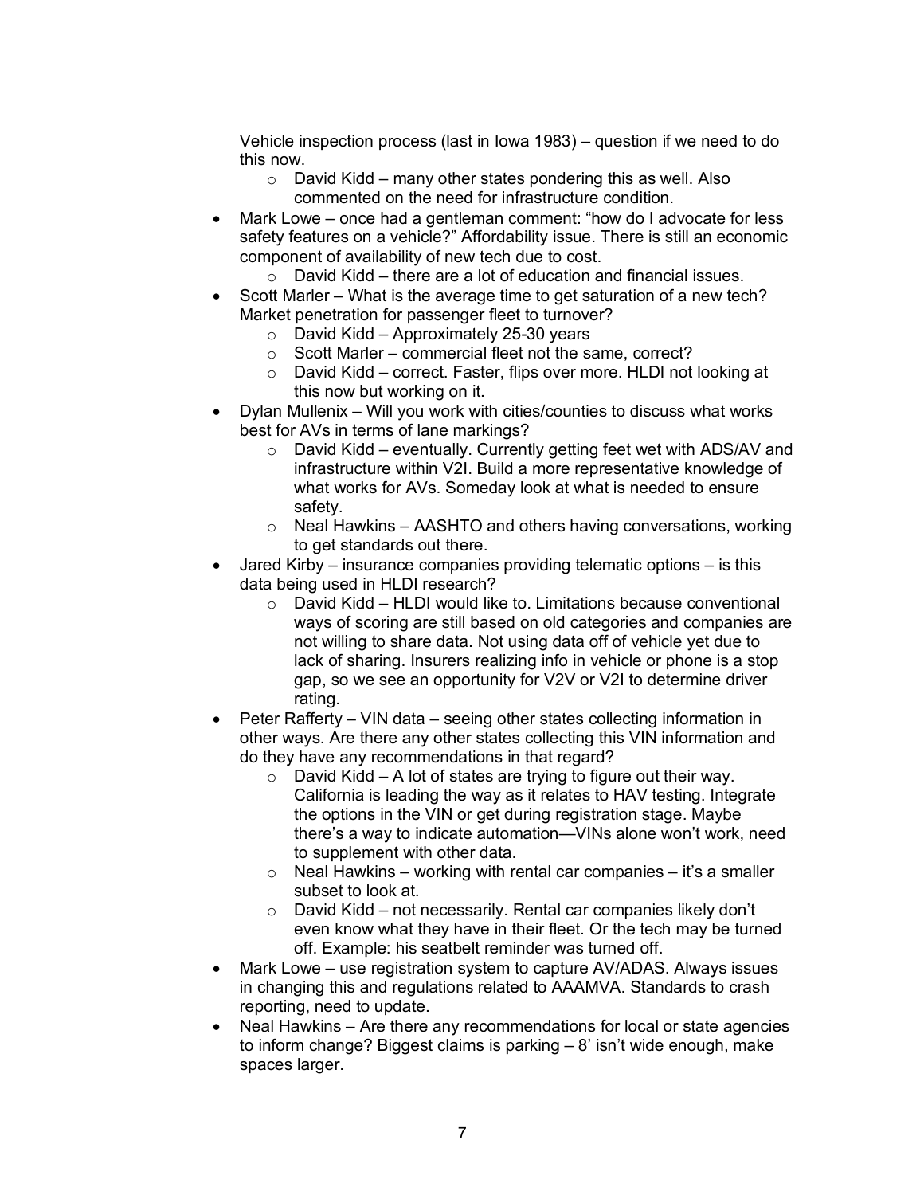Vehicle inspection process (last in Iowa 1983) – question if we need to do this now.

  - David Kidd – many other states pondering this as well. Also commented on the need for infrastructure condition.
- Mark Lowe – once had a gentleman comment: "how do I advocate for less safety features on a vehicle?" Affordability issue. There is still an economic component of availability of new tech due to cost.
  - David Kidd – there are a lot of education and financial issues.
- Scott Marler – What is the average time to get saturation of a new tech? Market penetration for passenger fleet to turnover?
  - David Kidd – Approximately 25-30 years
  - Scott Marler – commercial fleet not the same, correct?
  - David Kidd – correct. Faster, flips over more. HLDI not looking at this now but working on it.
- Dylan Mullenix – Will you work with cities/counties to discuss what works best for AVs in terms of lane markings?
  - David Kidd – eventually. Currently getting feet wet with ADS/AV and infrastructure within V2I. Build a more representative knowledge of what works for AVs. Someday look at what is needed to ensure safety.
  - Neal Hawkins – AASHTO and others having conversations, working to get standards out there.
- Jared Kirby – insurance companies providing telematic options – is this data being used in HLDI research?
  - David Kidd – HLDI would like to. Limitations because conventional ways of scoring are still based on old categories and companies are not willing to share data. Not using data off of vehicle yet due to lack of sharing. Insurers realizing info in vehicle or phone is a stop gap, so we see an opportunity for V2V or V2I to determine driver rating.
- Peter Rafferty – VIN data – seeing other states collecting information in other ways. Are there any other states collecting this VIN information and do they have any recommendations in that regard?
  - David Kidd – A lot of states are trying to figure out their way. California is leading the way as it relates to HAV testing. Integrate the options in the VIN or get during registration stage. Maybe there's a way to indicate automation—VINs alone won't work, need to supplement with other data.
  - Neal Hawkins – working with rental car companies – it's a smaller subset to look at.
  - David Kidd – not necessarily. Rental car companies likely don't even know what they have in their fleet. Or the tech may be turned off. Example: his seatbelt reminder was turned off.
- Mark Lowe – use registration system to capture AV/ADAS. Always issues in changing this and regulations related to AAAMVA. Standards to crash reporting, need to update.
- Neal Hawkins – Are there any recommendations for local or state agencies to inform change? Biggest claims is parking – 8' isn't wide enough, make spaces larger.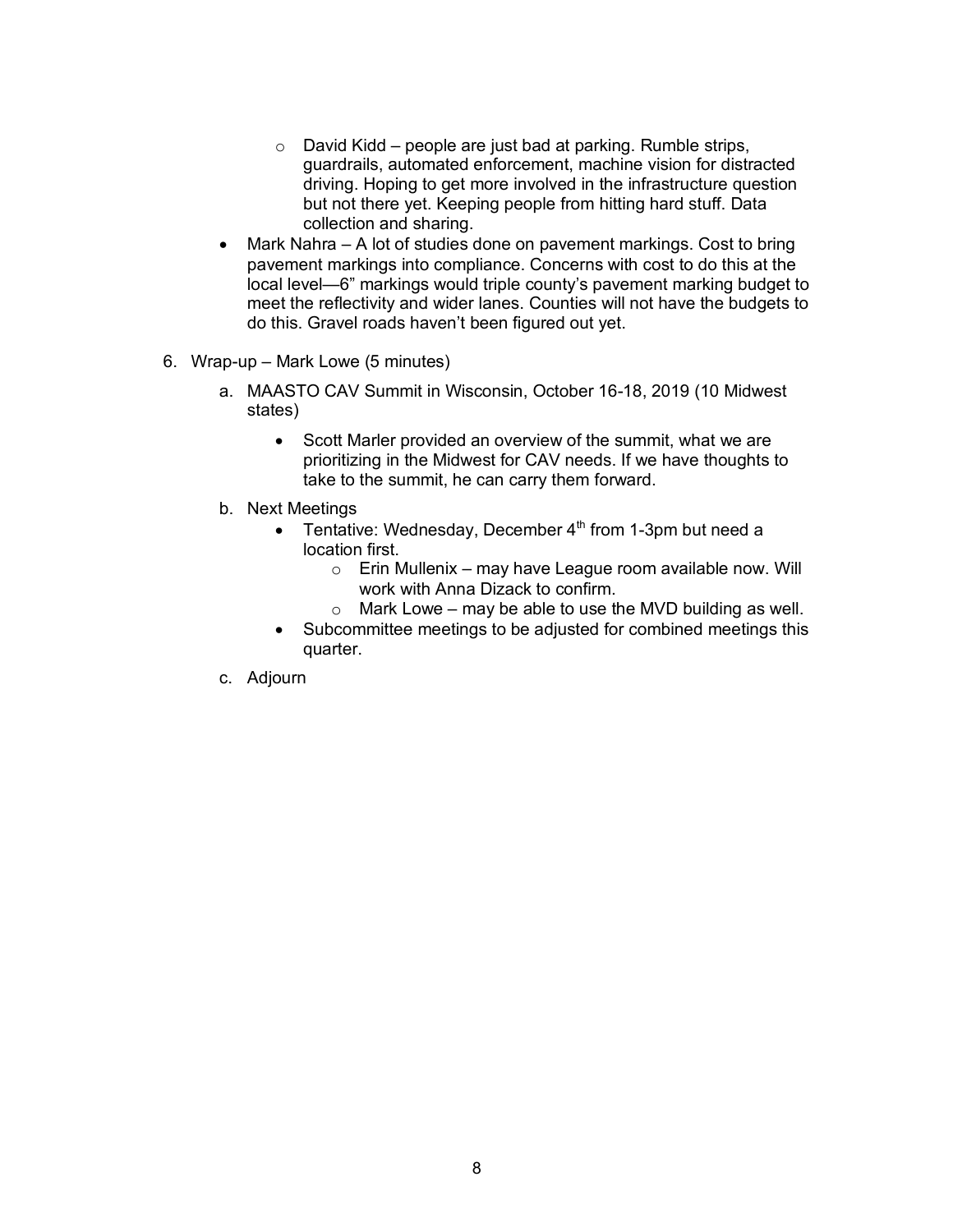- David Kidd – people are just bad at parking. Rumble strips, guardrails, automated enforcement, machine vision for distracted driving. Hoping to get more involved in the infrastructure question but not there yet. Keeping people from hitting hard stuff. Data collection and sharing.
- Mark Nahra – A lot of studies done on pavement markings. Cost to bring pavement markings into compliance. Concerns with cost to do this at the local level—6" markings would triple county's pavement marking budget to meet the reflectivity and wider lanes. Counties will not have the budgets to do this. Gravel roads haven't been figured out yet.

6. Wrap-up – Mark Lowe (5 minutes)

    a. MAASTO CAV Summit in Wisconsin, October 16-18, 2019 (10 Midwest states)

    - Scott Marler provided an overview of the summit, what we are prioritizing in the Midwest for CAV needs. If we have thoughts to take to the summit, he can carry them forward.

    b. Next Meetings

    - Tentative: Wednesday, December 4th from 1-3pm but need a location first.
        - Erin Mullenix – may have League room available now. Will work with Anna Dizack to confirm.
        - Mark Lowe – may be able to use the MVD building as well.
    - Subcommittee meetings to be adjusted for combined meetings this quarter.

    c. Adjourn